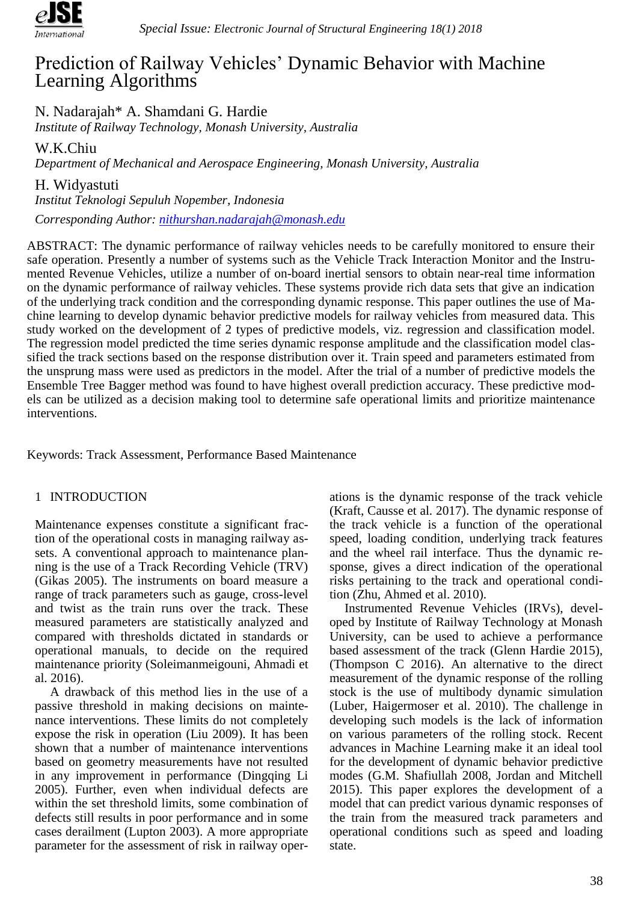# Prediction of Railway Vehicles' Dynamic Behavior with Machine Learning Algorithms

N. Nadarajah* A. Shamdani G. Hardie
*Institute of Railway Technology, Monash University, Australia*

W.K.Chiu
*Department of Mechanical and Aerospace Engineering, Monash University, Australia*

H. Widyastuti
*Institut Teknologi Sepuluh Nopember, Indonesia*

*Corresponding Author: nithurshan.nadarajah@monash.edu*

ABSTRACT: The dynamic performance of railway vehicles needs to be carefully monitored to ensure their safe operation. Presently a number of systems such as the Vehicle Track Interaction Monitor and the Instrumented Revenue Vehicles, utilize a number of on-board inertial sensors to obtain near-real time information on the dynamic performance of railway vehicles. These systems provide rich data sets that give an indication of the underlying track condition and the corresponding dynamic response. This paper outlines the use of Machine learning to develop dynamic behavior predictive models for railway vehicles from measured data. This study worked on the development of 2 types of predictive models, viz. regression and classification model. The regression model predicted the time series dynamic response amplitude and the classification model classified the track sections based on the response distribution over it. Train speed and parameters estimated from the unsprung mass were used as predictors in the model. After the trial of a number of predictive models the Ensemble Tree Bagger method was found to have highest overall prediction accuracy. These predictive models can be utilized as a decision making tool to determine safe operational limits and prioritize maintenance interventions.

Keywords: Track Assessment, Performance Based Maintenance

## 1 INTRODUCTION

Maintenance expenses constitute a significant fraction of the operational costs in managing railway assets. A conventional approach to maintenance planning is the use of a Track Recording Vehicle (TRV) (Gikas 2005). The instruments on board measure a range of track parameters such as gauge, cross-level and twist as the train runs over the track. These measured parameters are statistically analyzed and compared with thresholds dictated in standards or operational manuals, to decide on the required maintenance priority (Soleimanmeigouni, Ahmadi et al. 2016).

A drawback of this method lies in the use of a passive threshold in making decisions on maintenance interventions. These limits do not completely expose the risk in operation (Liu 2009). It has been shown that a number of maintenance interventions based on geometry measurements have not resulted in any improvement in performance (Dingqing Li 2005). Further, even when individual defects are within the set threshold limits, some combination of defects still results in poor performance and in some cases derailment (Lupton 2003). A more appropriate parameter for the assessment of risk in railway operations is the dynamic response of the track vehicle (Kraft, Causse et al. 2017). The dynamic response of the track vehicle is a function of the operational speed, loading condition, underlying track features and the wheel rail interface. Thus the dynamic response, gives a direct indication of the operational risks pertaining to the track and operational condition (Zhu, Ahmed et al. 2010).

Instrumented Revenue Vehicles (IRVs), developed by Institute of Railway Technology at Monash University, can be used to achieve a performance based assessment of the track (Glenn Hardie 2015), (Thompson C 2016). An alternative to the direct measurement of the dynamic response of the rolling stock is the use of multibody dynamic simulation (Luber, Haigermoser et al. 2010). The challenge in developing such models is the lack of information on various parameters of the rolling stock. Recent advances in Machine Learning make it an ideal tool for the development of dynamic behavior predictive modes (G.M. Shafiullah 2008, Jordan and Mitchell 2015). This paper explores the development of a model that can predict various dynamic responses of the train from the measured track parameters and operational conditions such as speed and loading state.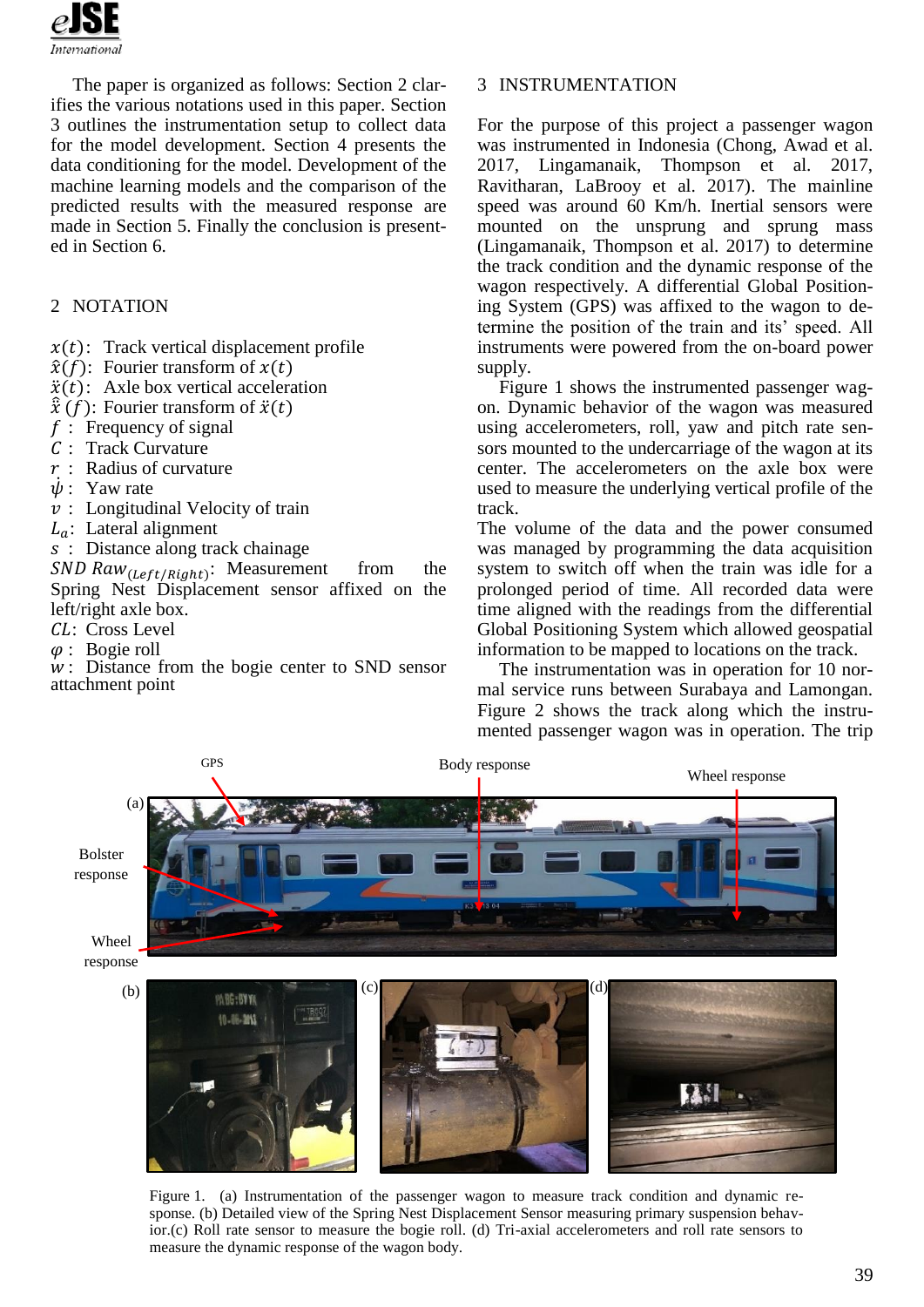The paper is organized as follows: Section 2 clarifies the various notations used in this paper. Section 3 outlines the instrumentation setup to collect data for the model development. Section 4 presents the data conditioning for the model. Development of the machine learning models and the comparison of the predicted results with the measured response are made in Section 5. Finally the conclusion is presented in Section 6.

## 2 NOTATION

$x(t)$: Track vertical displacement profile
$\hat{x}(f)$: Fourier transform of $x(t)$
$\ddot{x}(t)$: Axle box vertical acceleration
$\hat{\ddot{x}}(f)$: Fourier transform of $\ddot{x}(t)$
$f$ : Frequency of signal
$C$ : Track Curvature
$r$ : Radius of curvature
$\dot{\psi}$ : Yaw rate
$v$ : Longitudinal Velocity of train
$L_a$: Lateral alignment
$s$ : Distance along track chainage
$SND\ Raw_{(Left/Right)}$: Measurement from the Spring Nest Displacement sensor affixed on the left/right axle box.
$CL$: Cross Level
$\varphi$ : Bogie roll
$w$ : Distance from the bogie center to SND sensor attachment point

## 3 INSTRUMENTATION

For the purpose of this project a passenger wagon was instrumented in Indonesia (Chong, Awad et al. 2017, Lingamanaik, Thompson et al. 2017, Ravitharan, LaBrooy et al. 2017). The mainline speed was around 60 Km/h. Inertial sensors were mounted on the unsprung and sprung mass (Lingamanaik, Thompson et al. 2017) to determine the track condition and the dynamic response of the wagon respectively. A differential Global Positioning System (GPS) was affixed to the wagon to determine the position of the train and its' speed. All instruments were powered from the on-board power supply.

Figure 1 shows the instrumented passenger wagon. Dynamic behavior of the wagon was measured using accelerometers, roll, yaw and pitch rate sensors mounted to the undercarriage of the wagon at its center. The accelerometers on the axle box were used to measure the underlying vertical profile of the track.

The volume of the data and the power consumed was managed by programming the data acquisition system to switch off when the train was idle for a prolonged period of time. All recorded data were time aligned with the readings from the differential Global Positioning System which allowed geospatial information to be mapped to locations on the track.

The instrumentation was in operation for 10 normal service runs between Surabaya and Lamongan. Figure 2 shows the track along which the instrumented passenger wagon was in operation. The trip

Figure 1. (a) Instrumentation of the passenger wagon to measure track condition and dynamic response. (b) Detailed view of the Spring Nest Displacement Sensor measuring primary suspension behavior.(c) Roll rate sensor to measure the bogie roll. (d) Tri-axial accelerometers and roll rate sensors to measure the dynamic response of the wagon body.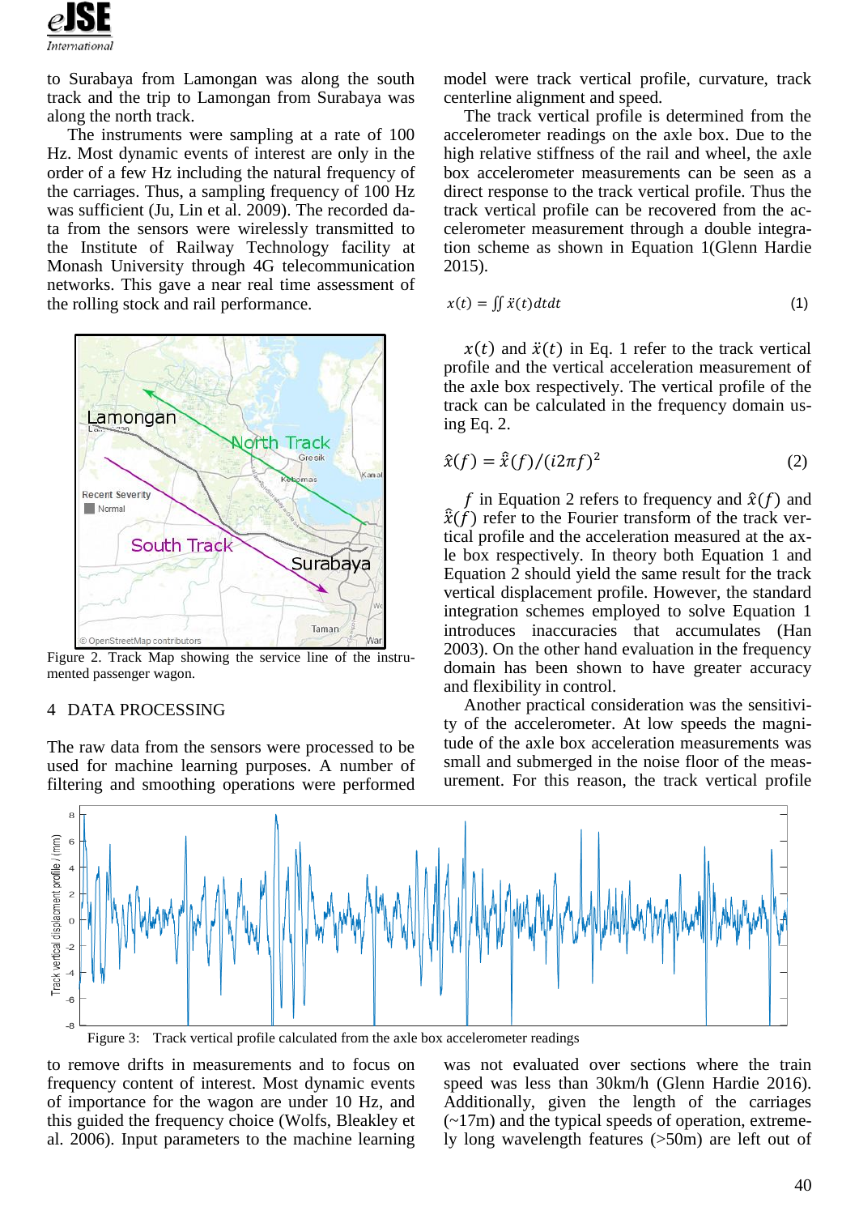to Surabaya from Lamongan was along the south track and the trip to Lamongan from Surabaya was along the north track.

The instruments were sampling at a rate of 100 Hz. Most dynamic events of interest are only in the order of a few Hz including the natural frequency of the carriages. Thus, a sampling frequency of 100 Hz was sufficient (Ju, Lin et al. 2009). The recorded data from the sensors were wirelessly transmitted to the Institute of Railway Technology facility at Monash University through 4G telecommunication networks. This gave a near real time assessment of the rolling stock and rail performance.

Figure 2. Track Map showing the service line of the instrumented passenger wagon.

## 4 DATA PROCESSING

The raw data from the sensors were processed to be used for machine learning purposes. A number of filtering and smoothing operations were performed to remove drifts in measurements and to focus on frequency content of interest. Most dynamic events of importance for the wagon are under 10 Hz, and this guided the frequency choice (Wolfs, Bleakley et al. 2006). Input parameters to the machine learning model were track vertical profile, curvature, track centerline alignment and speed.

The track vertical profile is determined from the accelerometer readings on the axle box. Due to the high relative stiffness of the rail and wheel, the axle box accelerometer measurements can be seen as a direct response to the track vertical profile. Thus the track vertical profile can be recovered from the accelerometer measurement through a double integration scheme as shown in Equation 1(Glenn Hardie 2015).

$$x(t) = \iint \ddot{x}(t)dtdt \tag{1}$$

$x(t)$ and $\ddot{x}(t)$ in Eq. 1 refer to the track vertical profile and the vertical acceleration measurement of the axle box respectively. The vertical profile of the track can be calculated in the frequency domain using Eq. 2.

$$\hat{x}(f) = \hat{\ddot{x}}(f)/(i2\pi f)^2 \tag{2}$$

$f$ in Equation 2 refers to frequency and $\hat{x}(f)$ and $\hat{\ddot{x}}(f)$ refer to the Fourier transform of the track vertical profile and the acceleration measured at the axle box respectively. In theory both Equation 1 and Equation 2 should yield the same result for the track vertical displacement profile. However, the standard integration schemes employed to solve Equation 1 introduces inaccuracies that accumulates (Han 2003). On the other hand evaluation in the frequency domain has been shown to have greater accuracy and flexibility in control.

Another practical consideration was the sensitivity of the accelerometer. At low speeds the magnitude of the axle box acceleration measurements was small and submerged in the noise floor of the measurement. For this reason, the track vertical profile was not evaluated over sections where the train speed was less than 30km/h (Glenn Hardie 2016). Additionally, given the length of the carriages (~17m) and the typical speeds of operation, extremely long wavelength features (>50m) are left out of

Figure 3: Track vertical profile calculated from the axle box accelerometer readings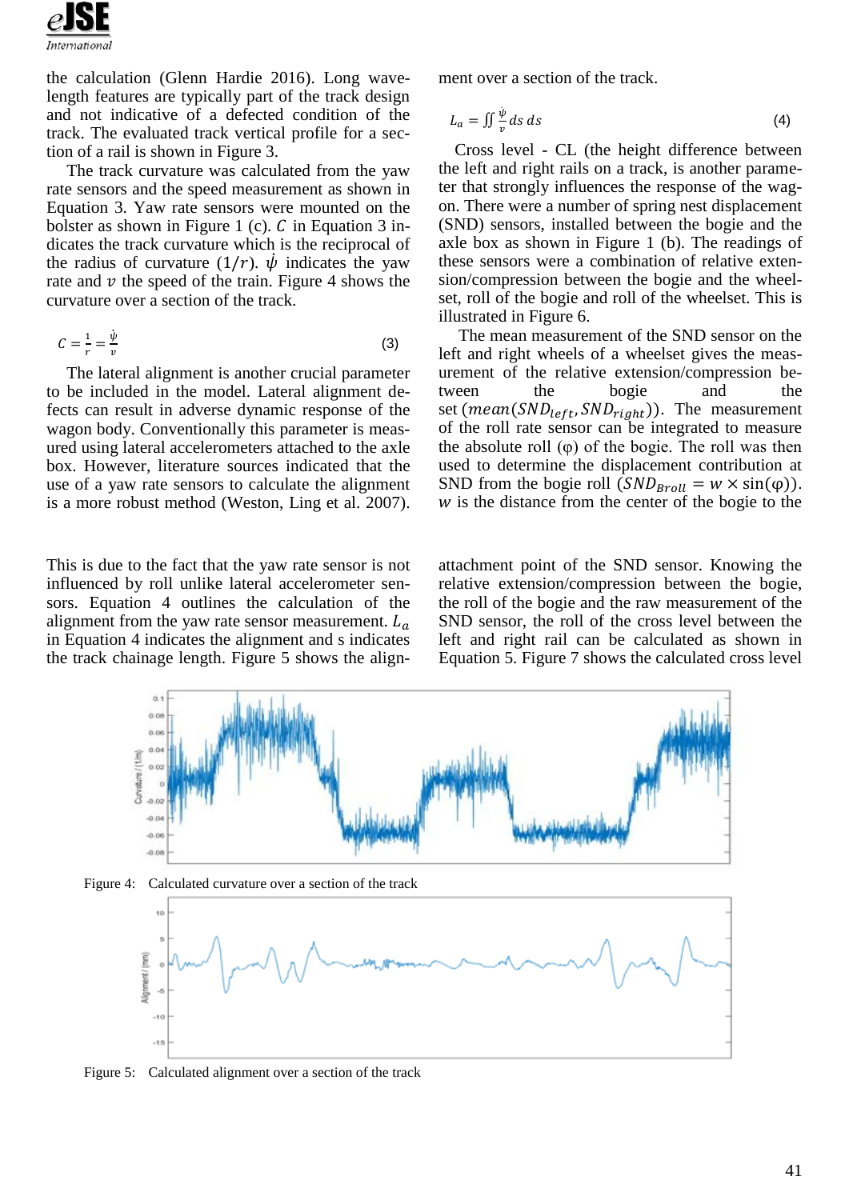the calculation (Glenn Hardie 2016). Long wavelength features are typically part of the track design and not indicative of a defected condition of the track. The evaluated track vertical profile for a section of a rail is shown in Figure 3.

The track curvature was calculated from the yaw rate sensors and the speed measurement as shown in Equation 3. Yaw rate sensors were mounted on the bolster as shown in Figure 1 (c). $C$ in Equation 3 indicates the track curvature which is the reciprocal of the radius of curvature $(1/r)$. $\dot{\psi}$ indicates the yaw rate and $v$ the speed of the train. Figure 4 shows the curvature over a section of the track.

$$C = \frac{1}{r} = \frac{\dot{\psi}}{v} \tag{3}$$

The lateral alignment is another crucial parameter to be included in the model. Lateral alignment defects can result in adverse dynamic response of the wagon body. Conventionally this parameter is measured using lateral accelerometers attached to the axle box. However, literature sources indicated that the use of a yaw rate sensors to calculate the alignment is a more robust method (Weston, Ling et al. 2007). This is due to the fact that the yaw rate sensor is not influenced by roll unlike lateral accelerometer sensors. Equation 4 outlines the calculation of the alignment from the yaw rate sensor measurement. $L_a$ in Equation 4 indicates the alignment and s indicates the track chainage length. Figure 5 shows the alignment over a section of the track.

$$L_a = \iint \frac{\dot{\psi}}{v} ds\, ds \tag{4}$$

Cross level - CL (the height difference between the left and right rails on a track, is another parameter that strongly influences the response of the wagon. There were a number of spring nest displacement (SND) sensors, installed between the bogie and the axle box as shown in Figure 1 (b). The readings of these sensors were a combination of relative extension/compression between the bogie and the wheelset, roll of the bogie and roll of the wheelset. This is illustrated in Figure 6.

The mean measurement of the SND sensor on the left and right wheels of a wheelset gives the measurement of the relative extension/compression between the bogie and the set $(mean(SND_{left}, SND_{right}))$. The measurement of the roll rate sensor can be integrated to measure the absolute roll (φ) of the bogie. The roll was then used to determine the displacement contribution at SND from the bogie roll $(SND_{Broll} = w \times \sin(\varphi))$. $w$ is the distance from the center of the bogie to the attachment point of the SND sensor. Knowing the relative extension/compression between the bogie, the roll of the bogie and the raw measurement of the SND sensor, the roll of the cross level between the left and right rail can be calculated as shown in Equation 5. Figure 7 shows the calculated cross level

Figure 4: Calculated curvature over a section of the track

Figure 5: Calculated alignment over a section of the track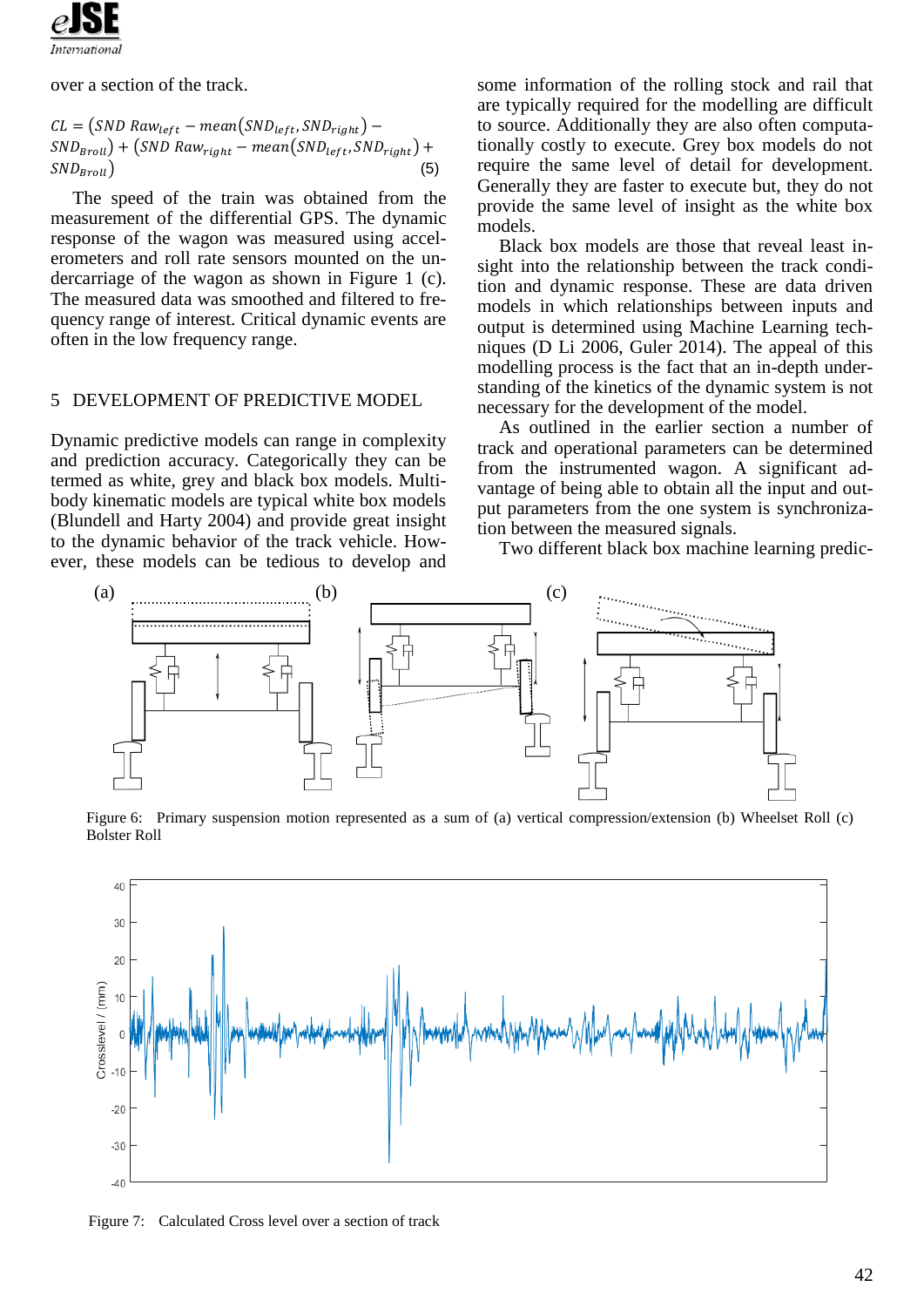over a section of the track.

$$CL = (SND\ Raw_{left} - mean(SND_{left}, SND_{right}) - SND_{Broll}) + (SND\ Raw_{right} - mean(SND_{left}, SND_{right}) + SND_{Broll}) \quad (5)$$

The speed of the train was obtained from the measurement of the differential GPS. The dynamic response of the wagon was measured using accelerometers and roll rate sensors mounted on the undercarriage of the wagon as shown in Figure 1 (c). The measured data was smoothed and filtered to frequency range of interest. Critical dynamic events are often in the low frequency range.

## 5 DEVELOPMENT OF PREDICTIVE MODEL

Dynamic predictive models can range in complexity and prediction accuracy. Categorically they can be termed as white, grey and black box models. Multi-body kinematic models are typical white box models (Blundell and Harty 2004) and provide great insight to the dynamic behavior of the track vehicle. However, these models can be tedious to develop and some information of the rolling stock and rail that are typically required for the modelling are difficult to source. Additionally they are also often computationally costly to execute. Grey box models do not require the same level of detail for development. Generally they are faster to execute but, they do not provide the same level of insight as the white box models.

Black box models are those that reveal least insight into the relationship between the track condition and dynamic response. These are data driven models in which relationships between inputs and output is determined using Machine Learning techniques (D Li 2006, Guler 2014). The appeal of this modelling process is the fact that an in-depth understanding of the kinetics of the dynamic system is not necessary for the development of the model.

As outlined in the earlier section a number of track and operational parameters can be determined from the instrumented wagon. A significant advantage of being able to obtain all the input and output parameters from the one system is synchronization between the measured signals.

Two different black box machine learning predic-

Figure 6: Primary suspension motion represented as a sum of (a) vertical compression/extension (b) Wheelset Roll (c) Bolster Roll

Figure 7: Calculated Cross level over a section of track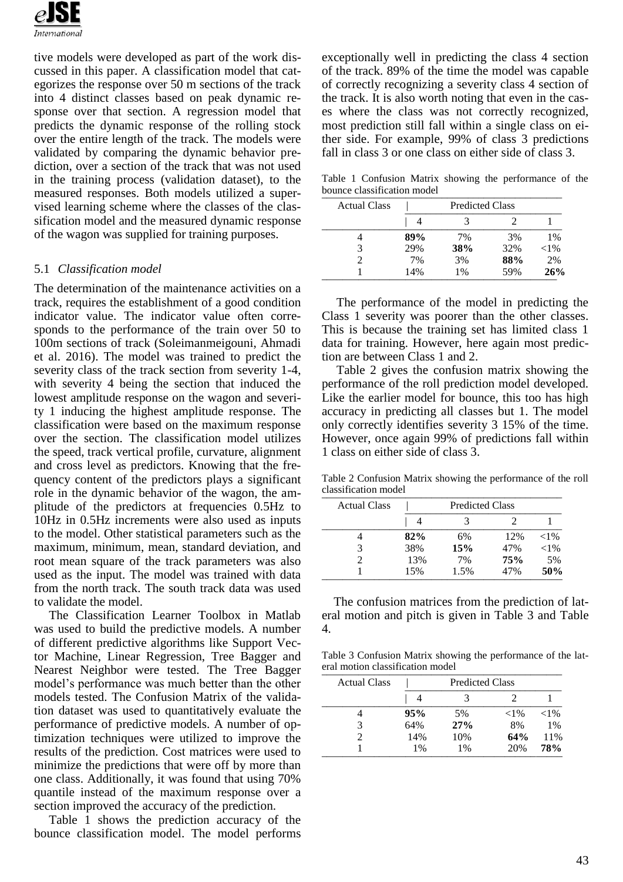tive models were developed as part of the work discussed in this paper. A classification model that categorizes the response over 50 m sections of the track into 4 distinct classes based on peak dynamic response over that section. A regression model that predicts the dynamic response of the rolling stock over the entire length of the track. The models were validated by comparing the dynamic behavior prediction, over a section of the track that was not used in the training process (validation dataset), to the measured responses. Both models utilized a supervised learning scheme where the classes of the classification model and the measured dynamic response of the wagon was supplied for training purposes.

### 5.1 *Classification model*

The determination of the maintenance activities on a track, requires the establishment of a good condition indicator value. The indicator value often corresponds to the performance of the train over 50 to 100m sections of track (Soleimanmeigouni, Ahmadi et al. 2016). The model was trained to predict the severity class of the track section from severity 1-4, with severity 4 being the section that induced the lowest amplitude response on the wagon and severity 1 inducing the highest amplitude response. The classification were based on the maximum response over the section. The classification model utilizes the speed, track vertical profile, curvature, alignment and cross level as predictors. Knowing that the frequency content of the predictors plays a significant role in the dynamic behavior of the wagon, the amplitude of the predictors at frequencies 0.5Hz to 10Hz in 0.5Hz increments were also used as inputs to the model. Other statistical parameters such as the maximum, minimum, mean, standard deviation, and root mean square of the track parameters was also used as the input. The model was trained with data from the north track. The south track data was used to validate the model.

The Classification Learner Toolbox in Matlab was used to build the predictive models. A number of different predictive algorithms like Support Vector Machine, Linear Regression, Tree Bagger and Nearest Neighbor were tested. The Tree Bagger model's performance was much better than the other models tested. The Confusion Matrix of the validation dataset was used to quantitatively evaluate the performance of predictive models. A number of optimization techniques were utilized to improve the results of the prediction. Cost matrices were used to minimize the predictions that were off by more than one class. Additionally, it was found that using 70% quantile instead of the maximum response over a section improved the accuracy of the prediction.

Table 1 shows the prediction accuracy of the bounce classification model. The model performs exceptionally well in predicting the class 4 section of the track. 89% of the time the model was capable of correctly recognizing a severity class 4 section of the track. It is also worth noting that even in the cases where the class was not correctly recognized, most prediction still fall within a single class on either side. For example, 99% of class 3 predictions fall in class 3 or one class on either side of class 3.

Table 1 Confusion Matrix showing the performance of the bounce classification model

| Actual Class | Predicted Class | | | |
|---|---|---|---|---|
| | 4 | 3 | 2 | 1 |
| 4 | **89%** | 7% | 3% | 1% |
| 3 | 29% | **38%** | 32% | <1% |
| 2 | 7% | 3% | **88%** | 2% |
| 1 | 14% | 1% | 59% | **26%** |

The performance of the model in predicting the Class 1 severity was poorer than the other classes. This is because the training set has limited class 1 data for training. However, here again most prediction are between Class 1 and 2.

Table 2 gives the confusion matrix showing the performance of the roll prediction model developed. Like the earlier model for bounce, this too has high accuracy in predicting all classes but 1. The model only correctly identifies severity 3 15% of the time. However, once again 99% of predictions fall within 1 class on either side of class 3.

Table 2 Confusion Matrix showing the performance of the roll classification model

| Actual Class | Predicted Class | | | |
|---|---|---|---|---|
| | 4 | 3 | 2 | 1 |
| 4 | **82%** | 6% | 12% | <1% |
| 3 | 38% | **15%** | 47% | <1% |
| 2 | 13% | 7% | **75%** | 5% |
| 1 | 15% | 1.5% | 47% | **50%** |

The confusion matrices from the prediction of lateral motion and pitch is given in Table 3 and Table 4.

Table 3 Confusion Matrix showing the performance of the lateral motion classification model

| Actual Class | Predicted Class | | | |
|---|---|---|---|---|
| | 4 | 3 | 2 | 1 |
| 4 | **95%** | 5% | <1% | <1% |
| 3 | 64% | **27%** | 8% | 1% |
| 2 | 14% | 10% | **64%** | 11% |
| 1 | 1% | 1% | 20% | **78%** |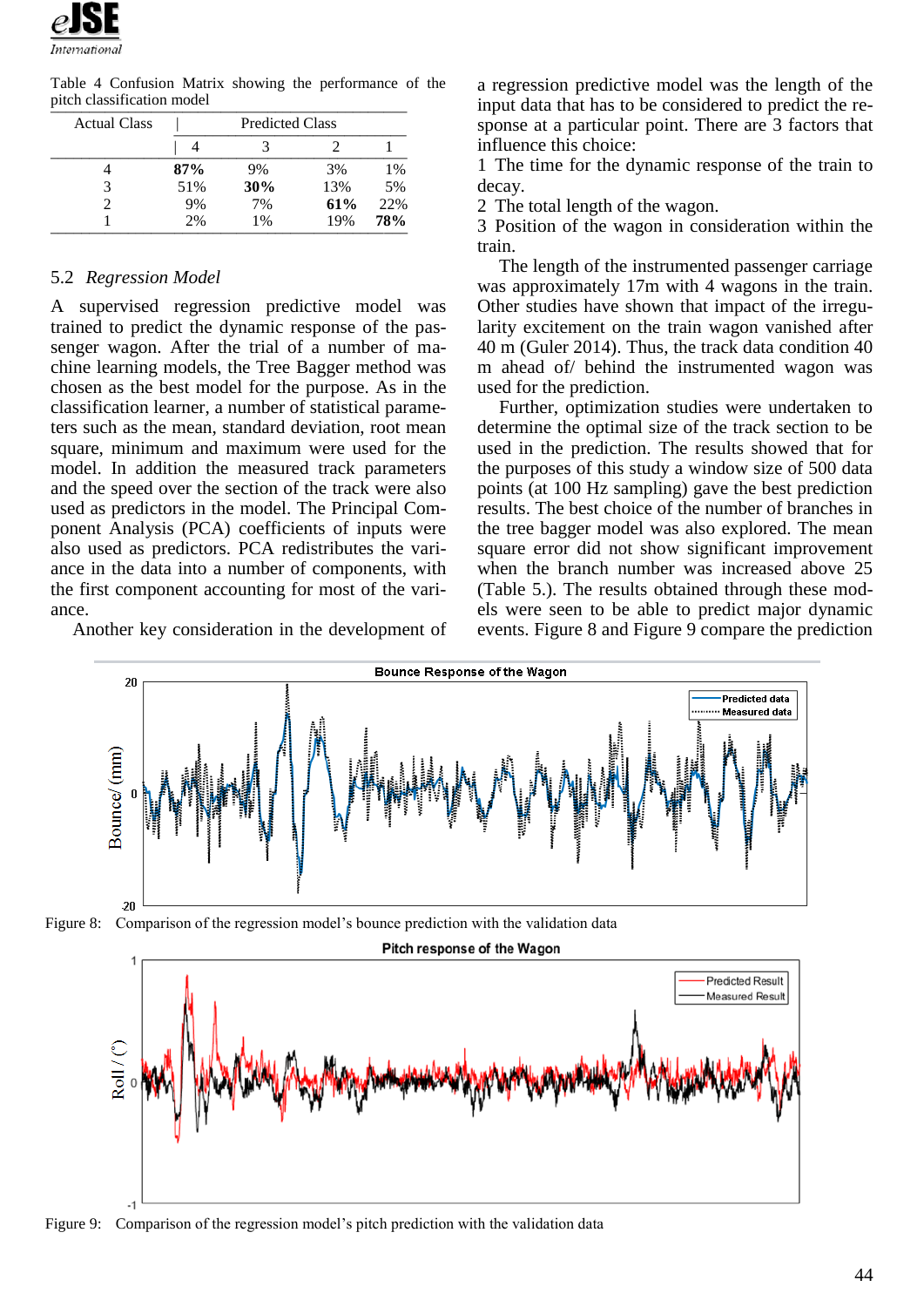Table 4 Confusion Matrix showing the performance of the pitch classification model

| Actual Class | Predicted Class | | | |
|---|---|---|---|---|
| | 4 | 3 | 2 | 1 |
| 4 | **87%** | 9% | 3% | 1% |
| 3 | 51% | **30%** | 13% | 5% |
| 2 | 9% | 7% | **61%** | 22% |
| 1 | 2% | 1% | 19% | **78%** |

### 5.2 *Regression Model*

A supervised regression predictive model was trained to predict the dynamic response of the passenger wagon. After the trial of a number of machine learning models, the Tree Bagger method was chosen as the best model for the purpose. As in the classification learner, a number of statistical parameters such as the mean, standard deviation, root mean square, minimum and maximum were used for the model. In addition the measured track parameters and the speed over the section of the track were also used as predictors in the model. The Principal Component Analysis (PCA) coefficients of inputs were also used as predictors. PCA redistributes the variance in the data into a number of components, with the first component accounting for most of the variance.

Another key consideration in the development of a regression predictive model was the length of the input data that has to be considered to predict the response at a particular point. There are 3 factors that influence this choice:

1 The time for the dynamic response of the train to decay.
2 The total length of the wagon.
3 Position of the wagon in consideration within the train.

The length of the instrumented passenger carriage was approximately 17m with 4 wagons in the train. Other studies have shown that impact of the irregularity excitement on the train wagon vanished after 40 m (Guler 2014). Thus, the track data condition 40 m ahead of/ behind the instrumented wagon was used for the prediction.

Further, optimization studies were undertaken to determine the optimal size of the track section to be used in the prediction. The results showed that for the purposes of this study a window size of 500 data points (at 100 Hz sampling) gave the best prediction results. The best choice of the number of branches in the tree bagger model was also explored. The mean square error did not show significant improvement when the branch number was increased above 25 (Table 5.). The results obtained through these models were seen to be able to predict major dynamic events. Figure 8 and Figure 9 compare the prediction

Figure 8: Comparison of the regression model's bounce prediction with the validation data

Figure 9: Comparison of the regression model's pitch prediction with the validation data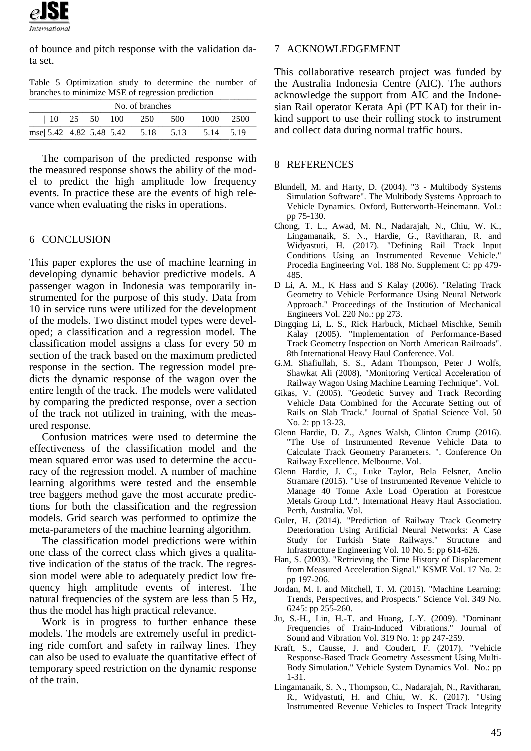of bounce and pitch response with the validation data set.

Table 5 Optimization study to determine the number of branches to minimize MSE of regression prediction

| | No. of branches | | | | | | | |
|---|---|---|---|---|---|---|---|---|
| | 10 | 25 | 50 | 100 | 250 | 500 | 1000 | 2500 |
| mse | 5.42 | 4.82 | 5.48 | 5.42 | 5.18 | 5.13 | 5.14 | 5.19 |

The comparison of the predicted response with the measured response shows the ability of the model to predict the high amplitude low frequency events. In practice these are the events of high relevance when evaluating the risks in operations.

## 6 CONCLUSION

This paper explores the use of machine learning in developing dynamic behavior predictive models. A passenger wagon in Indonesia was temporarily instrumented for the purpose of this study. Data from 10 in service runs were utilized for the development of the models. Two distinct model types were developed; a classification and a regression model. The classification model assigns a class for every 50 m section of the track based on the maximum predicted response in the section. The regression model predicts the dynamic response of the wagon over the entire length of the track. The models were validated by comparing the predicted response, over a section of the track not utilized in training, with the measured response.

Confusion matrices were used to determine the effectiveness of the classification model and the mean squared error was used to determine the accuracy of the regression model. A number of machine learning algorithms were tested and the ensemble tree baggers method gave the most accurate predictions for both the classification and the regression models. Grid search was performed to optimize the meta-parameters of the machine learning algorithm.

The classification model predictions were within one class of the correct class which gives a qualitative indication of the status of the track. The regression model were able to adequately predict low frequency high amplitude events of interest. The natural frequencies of the system are less than 5 Hz, thus the model has high practical relevance.

Work is in progress to further enhance these models. The models are extremely useful in predicting ride comfort and safety in railway lines. They can also be used to evaluate the quantitative effect of temporary speed restriction on the dynamic response of the train.

## 7 ACKNOWLEDGEMENT

This collaborative research project was funded by the Australia Indonesia Centre (AIC). The authors acknowledge the support from AIC and the Indonesian Rail operator Kerata Api (PT KAI) for their in-kind support to use their rolling stock to instrument and collect data during normal traffic hours.

## 8 REFERENCES

Blundell, M. and Harty, D. (2004). "3 - Multibody Systems Simulation Software". The Multibody Systems Approach to Vehicle Dynamics. Oxford, Butterworth-Heinemann. Vol.: pp 75-130.

Chong, T. L., Awad, M. N., Nadarajah, N., Chiu, W. K., Lingamanaik, S. N., Hardie, G., Ravitharan, R. and Widyastuti, H. (2017). "Defining Rail Track Input Conditions Using an Instrumented Revenue Vehicle." Procedia Engineering Vol. 188 No. Supplement C: pp 479-485.

D Li, A. M., K Hass and S Kalay (2006). "Relating Track Geometry to Vehicle Performance Using Neural Network Approach." Proceedings of the Institution of Mechanical Engineers Vol. 220 No.: pp 273.

Dingqing Li, L. S., Rick Harbuck, Michael Mischke, Semih Kalay (2005). "Implementation of Performance-Based Track Geometry Inspection on North American Railroads". 8th International Heavy Haul Conference. Vol.

G.M. Shafiullah, S. S., Adam Thompson, Peter J Wolfs, Shawkat Ali (2008). "Monitoring Vertical Acceleration of Railway Wagon Using Machine Learning Technique". Vol.

Gikas, V. (2005). "Geodetic Survey and Track Recording Vehicle Data Combined for the Accurate Setting out of Rails on Slab Track." Journal of Spatial Science Vol. 50 No. 2: pp 13-23.

Glenn Hardie, D. Z., Agnes Walsh, Clinton Crump (2016). "The Use of Instrumented Revenue Vehicle Data to Calculate Track Geometry Parameters. ". Conference On Railway Excellence. Melbourne. Vol.

Glenn Hardie, J. C., Luke Taylor, Bela Felsner, Anelio Stramare (2015). "Use of Instrumented Revenue Vehicle to Manage 40 Tonne Axle Load Operation at Forestcue Metals Group Ltd.". International Heavy Haul Association. Perth, Australia. Vol.

Guler, H. (2014). "Prediction of Railway Track Geometry Deterioration Using Artificial Neural Networks: A Case Study for Turkish State Railways." Structure and Infrastructure Engineering Vol. 10 No. 5: pp 614-626.

Han, S. (2003). "Retrieving the Time History of Displacement from Measured Acceleration Signal." KSME Vol. 17 No. 2: pp 197-206.

Jordan, M. I. and Mitchell, T. M. (2015). "Machine Learning: Trends, Perspectives, and Prospects." Science Vol. 349 No. 6245: pp 255-260.

Ju, S.-H., Lin, H.-T. and Huang, J.-Y. (2009). "Dominant Frequencies of Train-Induced Vibrations." Journal of Sound and Vibration Vol. 319 No. 1: pp 247-259.

Kraft, S., Causse, J. and Coudert, F. (2017). "Vehicle Response-Based Track Geometry Assessment Using Multi-Body Simulation." Vehicle System Dynamics Vol. No.: pp 1-31.

Lingamanaik, S. N., Thompson, C., Nadarajah, N., Ravitharan, R., Widyastuti, H. and Chiu, W. K. (2017). "Using Instrumented Revenue Vehicles to Inspect Track Integrity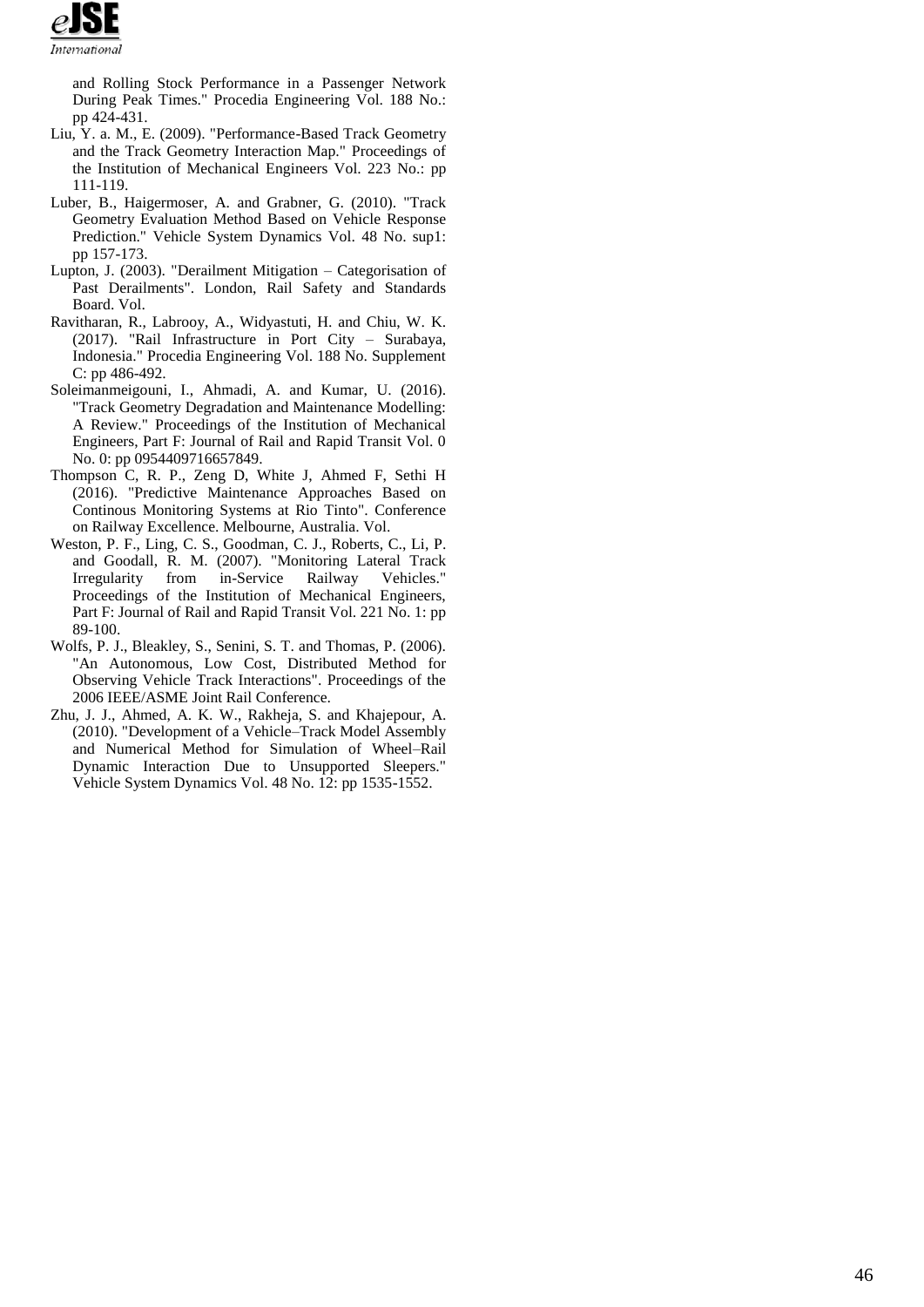and Rolling Stock Performance in a Passenger Network During Peak Times." Procedia Engineering Vol. 188 No.: pp 424-431.

Liu, Y. a. M., E. (2009). "Performance-Based Track Geometry and the Track Geometry Interaction Map." Proceedings of the Institution of Mechanical Engineers Vol. 223 No.: pp 111-119.

Luber, B., Haigermoser, A. and Grabner, G. (2010). "Track Geometry Evaluation Method Based on Vehicle Response Prediction." Vehicle System Dynamics Vol. 48 No. sup1: pp 157-173.

Lupton, J. (2003). "Derailment Mitigation – Categorisation of Past Derailments". London, Rail Safety and Standards Board. Vol.

Ravitharan, R., Labrooy, A., Widyastuti, H. and Chiu, W. K. (2017). "Rail Infrastructure in Port City – Surabaya, Indonesia." Procedia Engineering Vol. 188 No. Supplement C: pp 486-492.

Soleimanmeigouni, I., Ahmadi, A. and Kumar, U. (2016). "Track Geometry Degradation and Maintenance Modelling: A Review." Proceedings of the Institution of Mechanical Engineers, Part F: Journal of Rail and Rapid Transit Vol. 0 No. 0: pp 0954409716657849.

Thompson C, R. P., Zeng D, White J, Ahmed F, Sethi H (2016). "Predictive Maintenance Approaches Based on Continous Monitoring Systems at Rio Tinto". Conference on Railway Excellence. Melbourne, Australia. Vol.

Weston, P. F., Ling, C. S., Goodman, C. J., Roberts, C., Li, P. and Goodall, R. M. (2007). "Monitoring Lateral Track Irregularity from in-Service Railway Vehicles." Proceedings of the Institution of Mechanical Engineers, Part F: Journal of Rail and Rapid Transit Vol. 221 No. 1: pp 89-100.

Wolfs, P. J., Bleakley, S., Senini, S. T. and Thomas, P. (2006). "An Autonomous, Low Cost, Distributed Method for Observing Vehicle Track Interactions". Proceedings of the 2006 IEEE/ASME Joint Rail Conference.

Zhu, J. J., Ahmed, A. K. W., Rakheja, S. and Khajepour, A. (2010). "Development of a Vehicle–Track Model Assembly and Numerical Method for Simulation of Wheel–Rail Dynamic Interaction Due to Unsupported Sleepers." Vehicle System Dynamics Vol. 48 No. 12: pp 1535-1552.